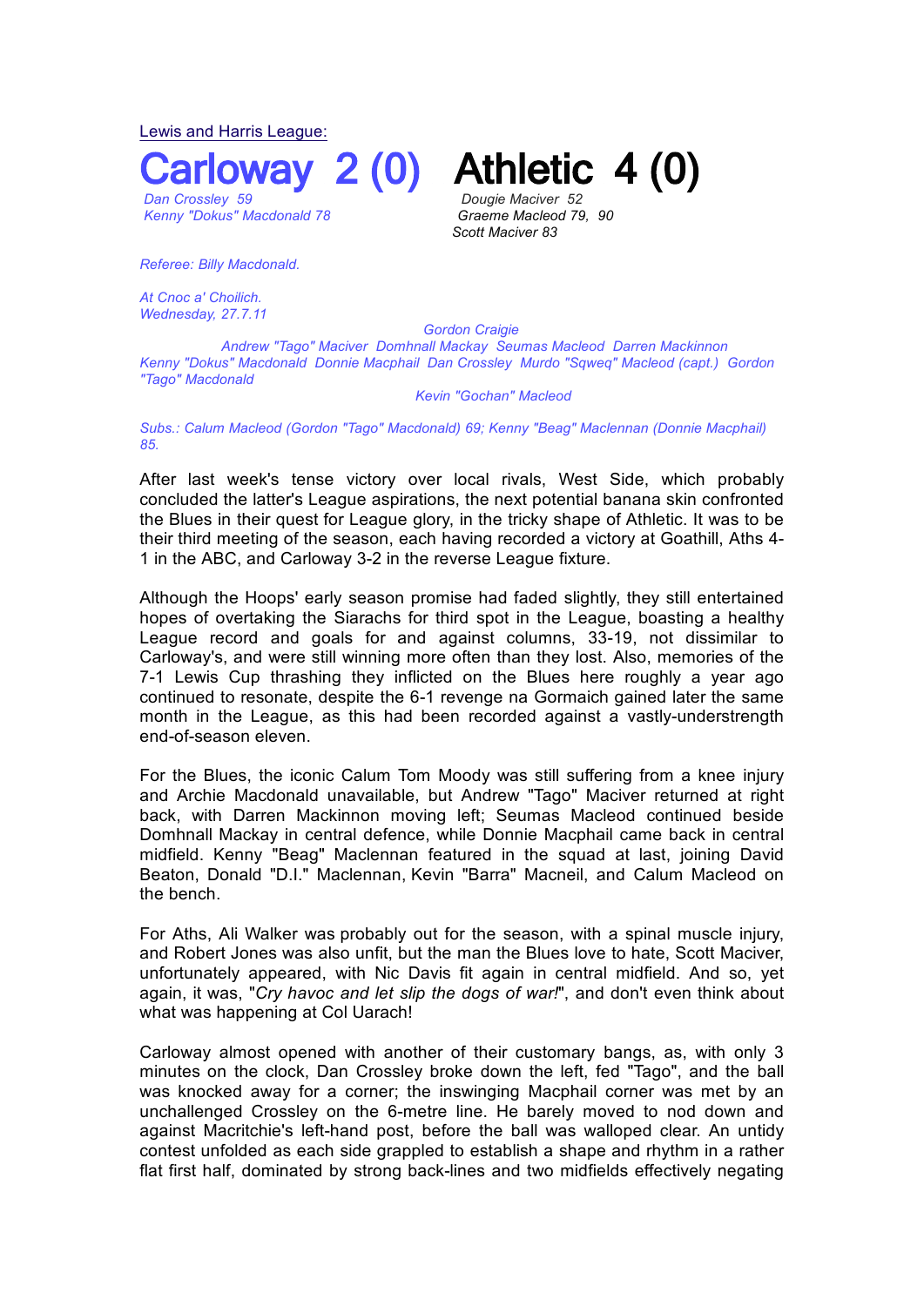Lewis and Harris League:

# Carloway 2 (0) Athletic 4 (0)

*Dan Crossley 59*
*Kenny "Dokus" Macdonald 78*

*Dougie Maciver 52*
*Graeme Macleod 79, 90*
*Scott Maciver 83*

*Referee: Billy Macdonald.*

*At Cnoc a' Choilich.*
*Wednesday, 27.7.11*

*Gordon Craigie*
*Andrew "Tago" Maciver Domhnall Mackay Seumas Macleod Darren Mackinnon*
*Kenny "Dokus" Macdonald Donnie Macphail Dan Crossley Murdo "Sqweq" Macleod (capt.) Gordon "Tago" Macdonald*
*Kevin "Gochan" Macleod*

*Subs.: Calum Macleod (Gordon "Tago" Macdonald) 69; Kenny "Beag" Maclennan (Donnie Macphail) 85.*

After last week's tense victory over local rivals, West Side, which probably concluded the latter's League aspirations, the next potential banana skin confronted the Blues in their quest for League glory, in the tricky shape of Athletic. It was to be their third meeting of the season, each having recorded a victory at Goathill, Aths 4-1 in the ABC, and Carloway 3-2 in the reverse League fixture.

Although the Hoops' early season promise had faded slightly, they still entertained hopes of overtaking the Siarachs for third spot in the League, boasting a healthy League record and goals for and against columns, 33-19, not dissimilar to Carloway's, and were still winning more often than they lost. Also, memories of the 7-1 Lewis Cup thrashing they inflicted on the Blues here roughly a year ago continued to resonate, despite the 6-1 revenge na Gormaich gained later the same month in the League, as this had been recorded against a vastly-understrength end-of-season eleven.

For the Blues, the iconic Calum Tom Moody was still suffering from a knee injury and Archie Macdonald unavailable, but Andrew "Tago" Maciver returned at right back, with Darren Mackinnon moving left; Seumas Macleod continued beside Domhnall Mackay in central defence, while Donnie Macphail came back in central midfield. Kenny "Beag" Maclennan featured in the squad at last, joining David Beaton, Donald "D.I." Maclennan, Kevin "Barra" Macneil, and Calum Macleod on the bench.

For Aths, Ali Walker was probably out for the season, with a spinal muscle injury, and Robert Jones was also unfit, but the man the Blues love to hate, Scott Maciver, unfortunately appeared, with Nic Davis fit again in central midfield. And so, yet again, it was, "*Cry havoc and let slip the dogs of war!*", and don't even think about what was happening at Col Uarach!

Carloway almost opened with another of their customary bangs, as, with only 3 minutes on the clock, Dan Crossley broke down the left, fed "Tago", and the ball was knocked away for a corner; the inswinging Macphail corner was met by an unchallenged Crossley on the 6-metre line. He barely moved to nod down and against Macritchie's left-hand post, before the ball was walloped clear. An untidy contest unfolded as each side grappled to establish a shape and rhythm in a rather flat first half, dominated by strong back-lines and two midfields effectively negating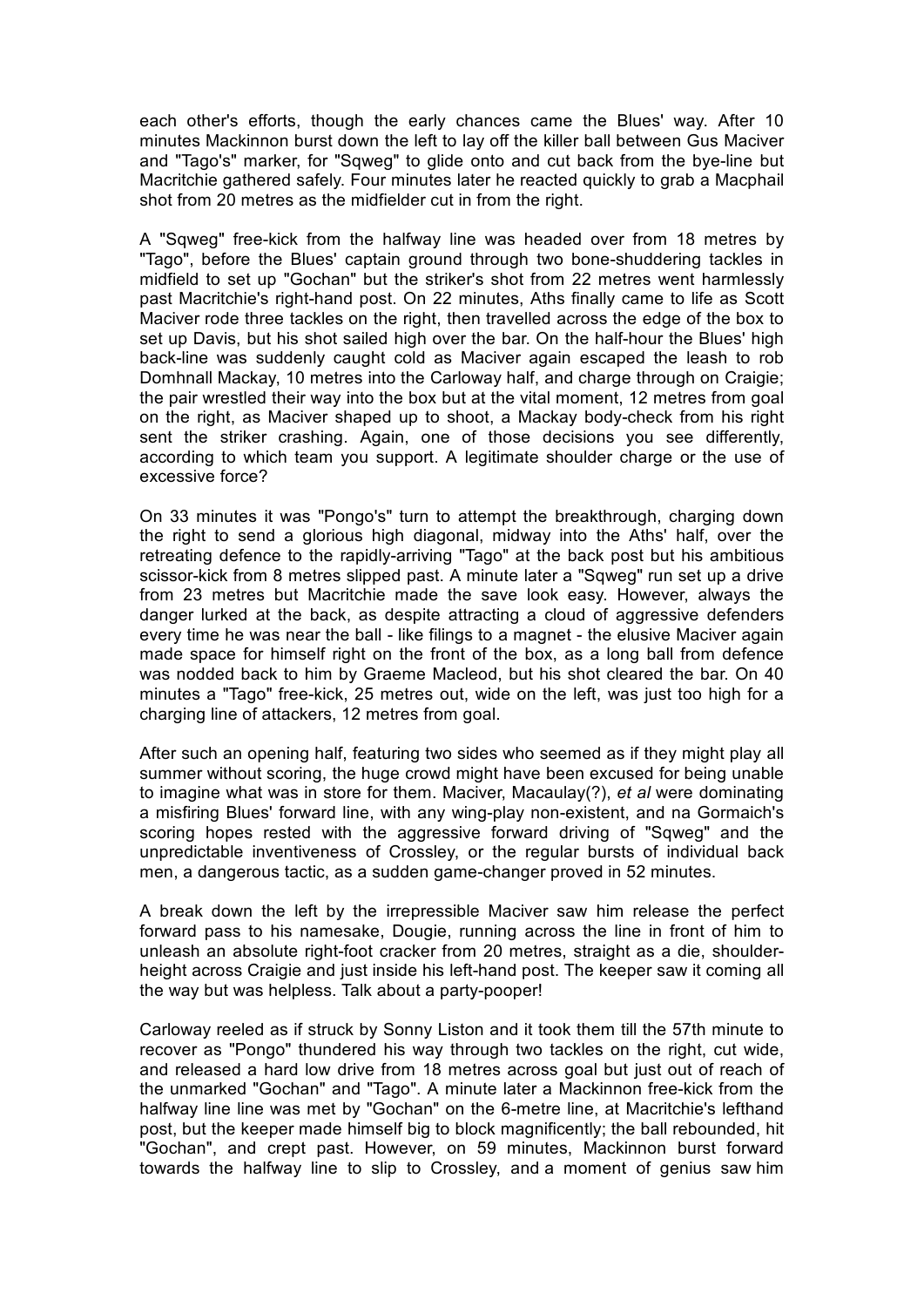each other's efforts, though the early chances came the Blues' way. After 10 minutes Mackinnon burst down the left to lay off the killer ball between Gus Maciver and "Tago's" marker, for "Sqweg" to glide onto and cut back from the bye-line but Macritchie gathered safely. Four minutes later he reacted quickly to grab a Macphail shot from 20 metres as the midfielder cut in from the right.

A "Sqweg" free-kick from the halfway line was headed over from 18 metres by "Tago", before the Blues' captain ground through two bone-shuddering tackles in midfield to set up "Gochan" but the striker's shot from 22 metres went harmlessly past Macritchie's right-hand post. On 22 minutes, Aths finally came to life as Scott Maciver rode three tackles on the right, then travelled across the edge of the box to set up Davis, but his shot sailed high over the bar. On the half-hour the Blues' high back-line was suddenly caught cold as Maciver again escaped the leash to rob Domhnall Mackay, 10 metres into the Carloway half, and charge through on Craigie; the pair wrestled their way into the box but at the vital moment, 12 metres from goal on the right, as Maciver shaped up to shoot, a Mackay body-check from his right sent the striker crashing. Again, one of those decisions you see differently, according to which team you support. A legitimate shoulder charge or the use of excessive force?

On 33 minutes it was "Pongo's" turn to attempt the breakthrough, charging down the right to send a glorious high diagonal, midway into the Aths' half, over the retreating defence to the rapidly-arriving "Tago" at the back post but his ambitious scissor-kick from 8 metres slipped past. A minute later a "Sqweg" run set up a drive from 23 metres but Macritchie made the save look easy. However, always the danger lurked at the back, as despite attracting a cloud of aggressive defenders every time he was near the ball - like filings to a magnet - the elusive Maciver again made space for himself right on the front of the box, as a long ball from defence was nodded back to him by Graeme Macleod, but his shot cleared the bar. On 40 minutes a "Tago" free-kick, 25 metres out, wide on the left, was just too high for a charging line of attackers, 12 metres from goal.

After such an opening half, featuring two sides who seemed as if they might play all summer without scoring, the huge crowd might have been excused for being unable to imagine what was in store for them. Maciver, Macaulay(?), *et al* were dominating a misfiring Blues' forward line, with any wing-play non-existent, and na Gormaich's scoring hopes rested with the aggressive forward driving of "Sqweg" and the unpredictable inventiveness of Crossley, or the regular bursts of individual back men, a dangerous tactic, as a sudden game-changer proved in 52 minutes.

A break down the left by the irrepressible Maciver saw him release the perfect forward pass to his namesake, Dougie, running across the line in front of him to unleash an absolute right-foot cracker from 20 metres, straight as a die, shoulder-height across Craigie and just inside his left-hand post. The keeper saw it coming all the way but was helpless. Talk about a party-pooper!

Carloway reeled as if struck by Sonny Liston and it took them till the 57th minute to recover as "Pongo" thundered his way through two tackles on the right, cut wide, and released a hard low drive from 18 metres across goal but just out of reach of the unmarked "Gochan" and "Tago". A minute later a Mackinnon free-kick from the halfway line line was met by "Gochan" on the 6-metre line, at Macritchie's lefthand post, but the keeper made himself big to block magnificently; the ball rebounded, hit "Gochan", and crept past. However, on 59 minutes, Mackinnon burst forward towards the halfway line to slip to Crossley, and a moment of genius saw him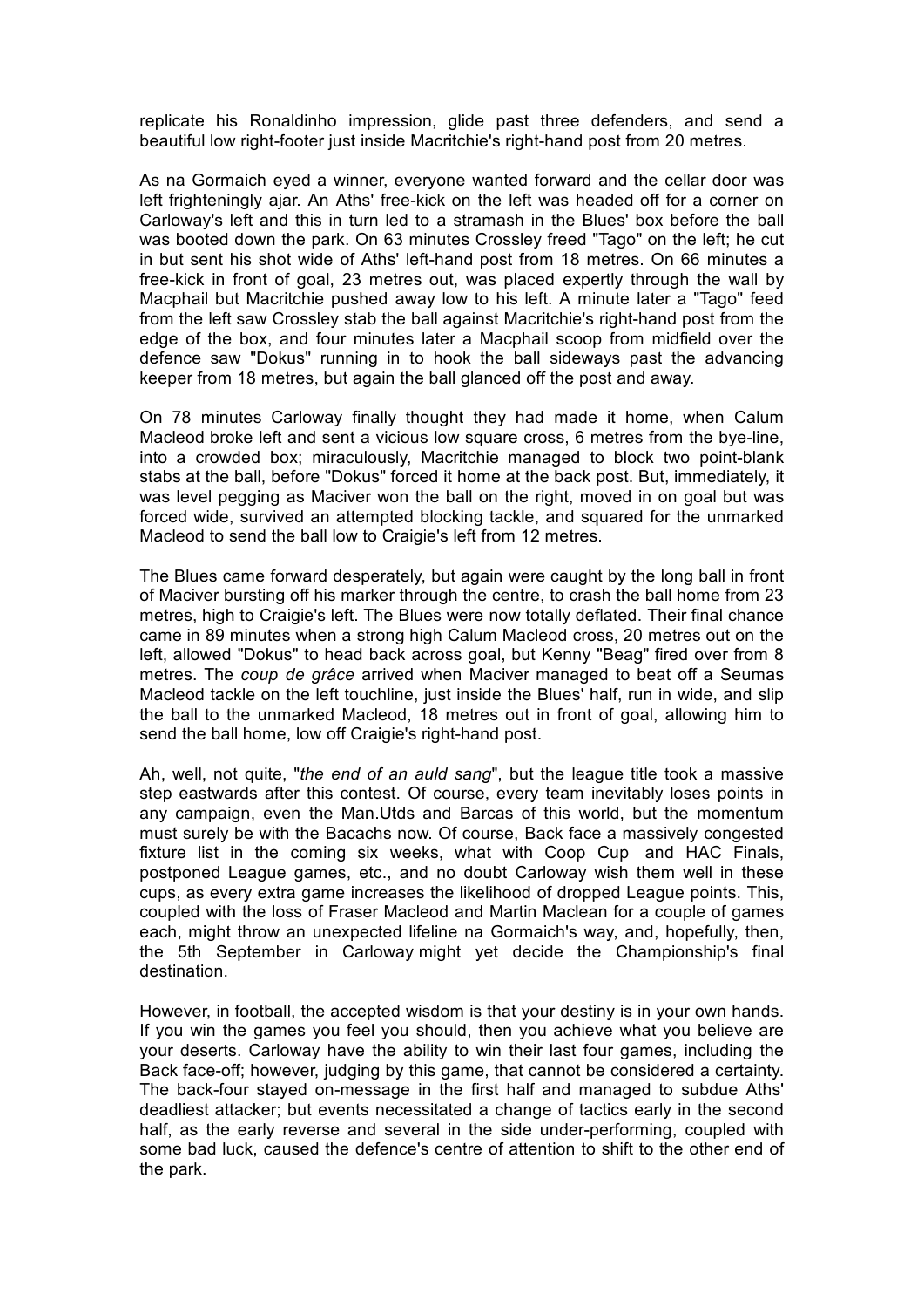replicate his Ronaldinho impression, glide past three defenders, and send a beautiful low right-footer just inside Macritchie's right-hand post from 20 metres.

As na Gormaich eyed a winner, everyone wanted forward and the cellar door was left frighteningly ajar. An Aths' free-kick on the left was headed off for a corner on Carloway's left and this in turn led to a stramash in the Blues' box before the ball was booted down the park. On 63 minutes Crossley freed "Tago" on the left; he cut in but sent his shot wide of Aths' left-hand post from 18 metres. On 66 minutes a free-kick in front of goal, 23 metres out, was placed expertly through the wall by Macphail but Macritchie pushed away low to his left. A minute later a "Tago" feed from the left saw Crossley stab the ball against Macritchie's right-hand post from the edge of the box, and four minutes later a Macphail scoop from midfield over the defence saw "Dokus" running in to hook the ball sideways past the advancing keeper from 18 metres, but again the ball glanced off the post and away.

On 78 minutes Carloway finally thought they had made it home, when Calum Macleod broke left and sent a vicious low square cross, 6 metres from the bye-line, into a crowded box; miraculously, Macritchie managed to block two point-blank stabs at the ball, before "Dokus" forced it home at the back post. But, immediately, it was level pegging as Maciver won the ball on the right, moved in on goal but was forced wide, survived an attempted blocking tackle, and squared for the unmarked Macleod to send the ball low to Craigie's left from 12 metres.

The Blues came forward desperately, but again were caught by the long ball in front of Maciver bursting off his marker through the centre, to crash the ball home from 23 metres, high to Craigie's left. The Blues were now totally deflated. Their final chance came in 89 minutes when a strong high Calum Macleod cross, 20 metres out on the left, allowed "Dokus" to head back across goal, but Kenny "Beag" fired over from 8 metres. The *coup de grâce* arrived when Maciver managed to beat off a Seumas Macleod tackle on the left touchline, just inside the Blues' half, run in wide, and slip the ball to the unmarked Macleod, 18 metres out in front of goal, allowing him to send the ball home, low off Craigie's right-hand post.

Ah, well, not quite, "*the end of an auld sang*", but the league title took a massive step eastwards after this contest. Of course, every team inevitably loses points in any campaign, even the Man.Utds and Barcas of this world, but the momentum must surely be with the Bacachs now. Of course, Back face a massively congested fixture list in the coming six weeks, what with Coop Cup and HAC Finals, postponed League games, etc., and no doubt Carloway wish them well in these cups, as every extra game increases the likelihood of dropped League points. This, coupled with the loss of Fraser Macleod and Martin Maclean for a couple of games each, might throw an unexpected lifeline na Gormaich's way, and, hopefully, then, the 5th September in Carloway might yet decide the Championship's final destination.

However, in football, the accepted wisdom is that your destiny is in your own hands. If you win the games you feel you should, then you achieve what you believe are your deserts. Carloway have the ability to win their last four games, including the Back face-off; however, judging by this game, that cannot be considered a certainty. The back-four stayed on-message in the first half and managed to subdue Aths' deadliest attacker; but events necessitated a change of tactics early in the second half, as the early reverse and several in the side under-performing, coupled with some bad luck, caused the defence's centre of attention to shift to the other end of the park.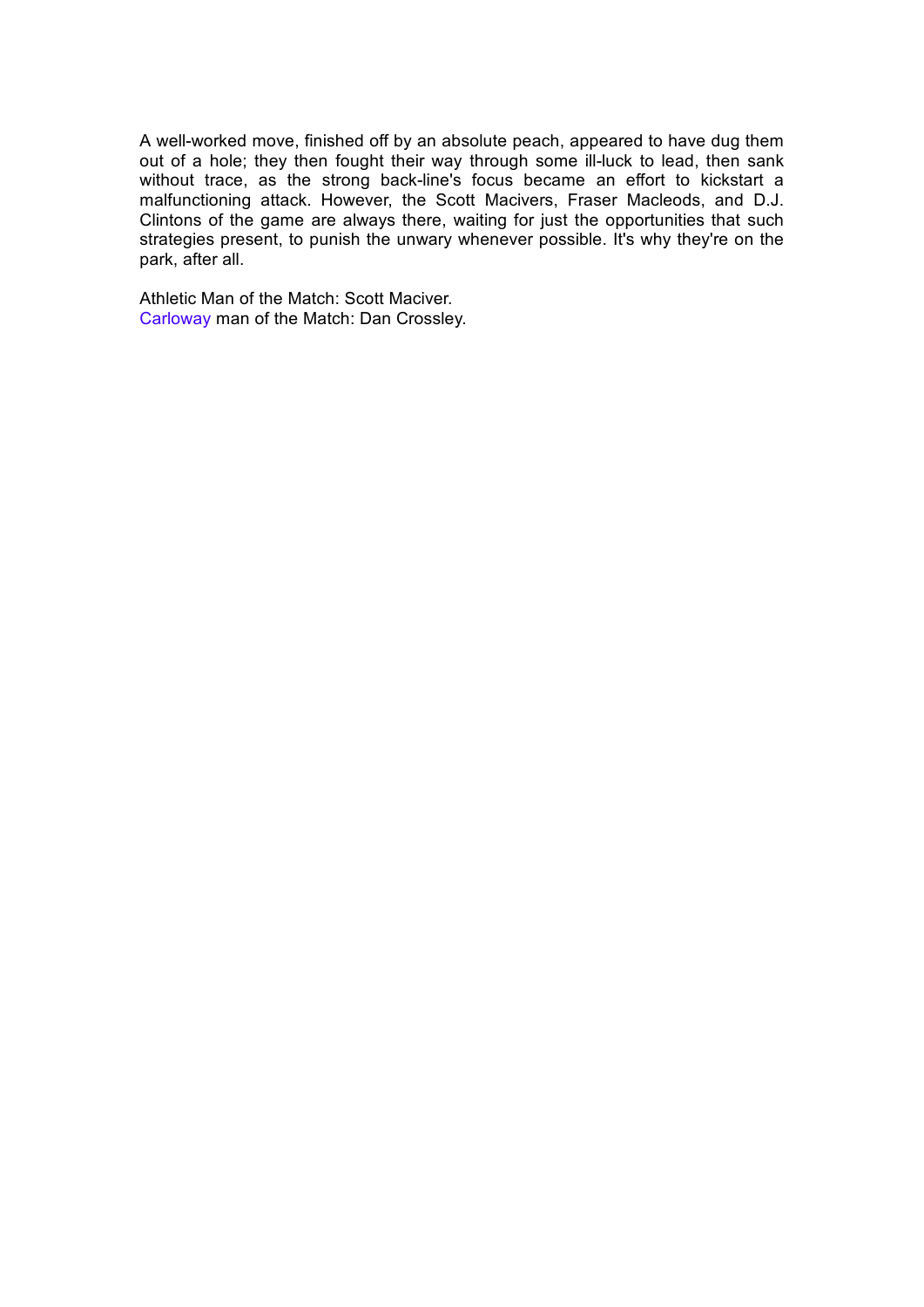A well-worked move, finished off by an absolute peach, appeared to have dug them out of a hole; they then fought their way through some ill-luck to lead, then sank without trace, as the strong back-line's focus became an effort to kickstart a malfunctioning attack. However, the Scott Macivers, Fraser Macleods, and D.J. Clintons of the game are always there, waiting for just the opportunities that such strategies present, to punish the unwary whenever possible. It's why they're on the park, after all.

Athletic Man of the Match: Scott Maciver.
Carloway man of the Match: Dan Crossley.